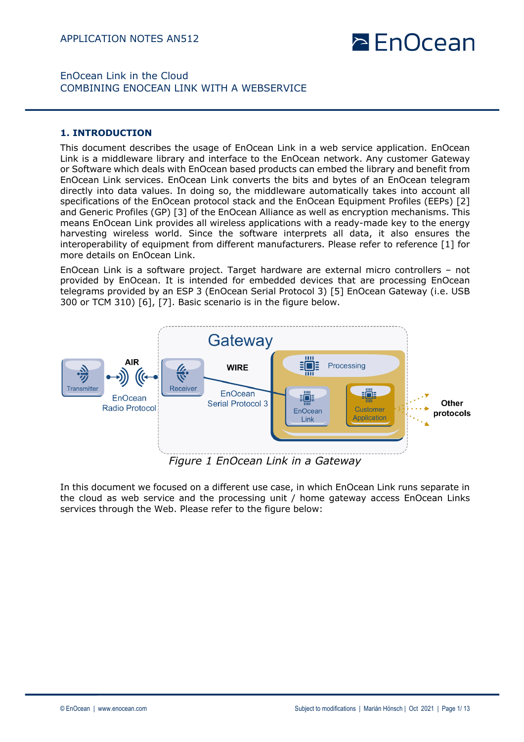APPLICATION NOTES AN512

EnOcean Link in the Cloud
COMBINING ENOCEAN LINK WITH A WEBSERVICE

## 1. INTRODUCTION

This document describes the usage of EnOcean Link in a web service application. EnOcean Link is a middleware library and interface to the EnOcean network. Any customer Gateway or Software which deals with EnOcean based products can embed the library and benefit from EnOcean Link services. EnOcean Link converts the bits and bytes of an EnOcean telegram directly into data values. In doing so, the middleware automatically takes into account all specifications of the EnOcean protocol stack and the EnOcean Equipment Profiles (EEPs) [2] and Generic Profiles (GP) [3] of the EnOcean Alliance as well as encryption mechanisms. This means EnOcean Link provides all wireless applications with a ready-made key to the energy harvesting wireless world. Since the software interprets all data, it also ensures the interoperability of equipment from different manufacturers. Please refer to reference [1] for more details on EnOcean Link.

EnOcean Link is a software project. Target hardware are external micro controllers – not provided by EnOcean. It is intended for embedded devices that are processing EnOcean telegrams provided by an ESP 3 (EnOcean Serial Protocol 3) [5] EnOcean Gateway (i.e. USB 300 or TCM 310) [6], [7]. Basic scenario is in the figure below.

Gateway | Transmitter | AIR | EnOcean Radio Protocol | Receiver | WIRE | EnOcean Serial Protocol 3 | Processing | EnOcean Link | Customer Application | Other protocols

*Figure 1 EnOcean Link in a Gateway*

In this document we focused on a different use case, in which EnOcean Link runs separate in the cloud as web service and the processing unit / home gateway access EnOcean Links services through the Web. Please refer to the figure below: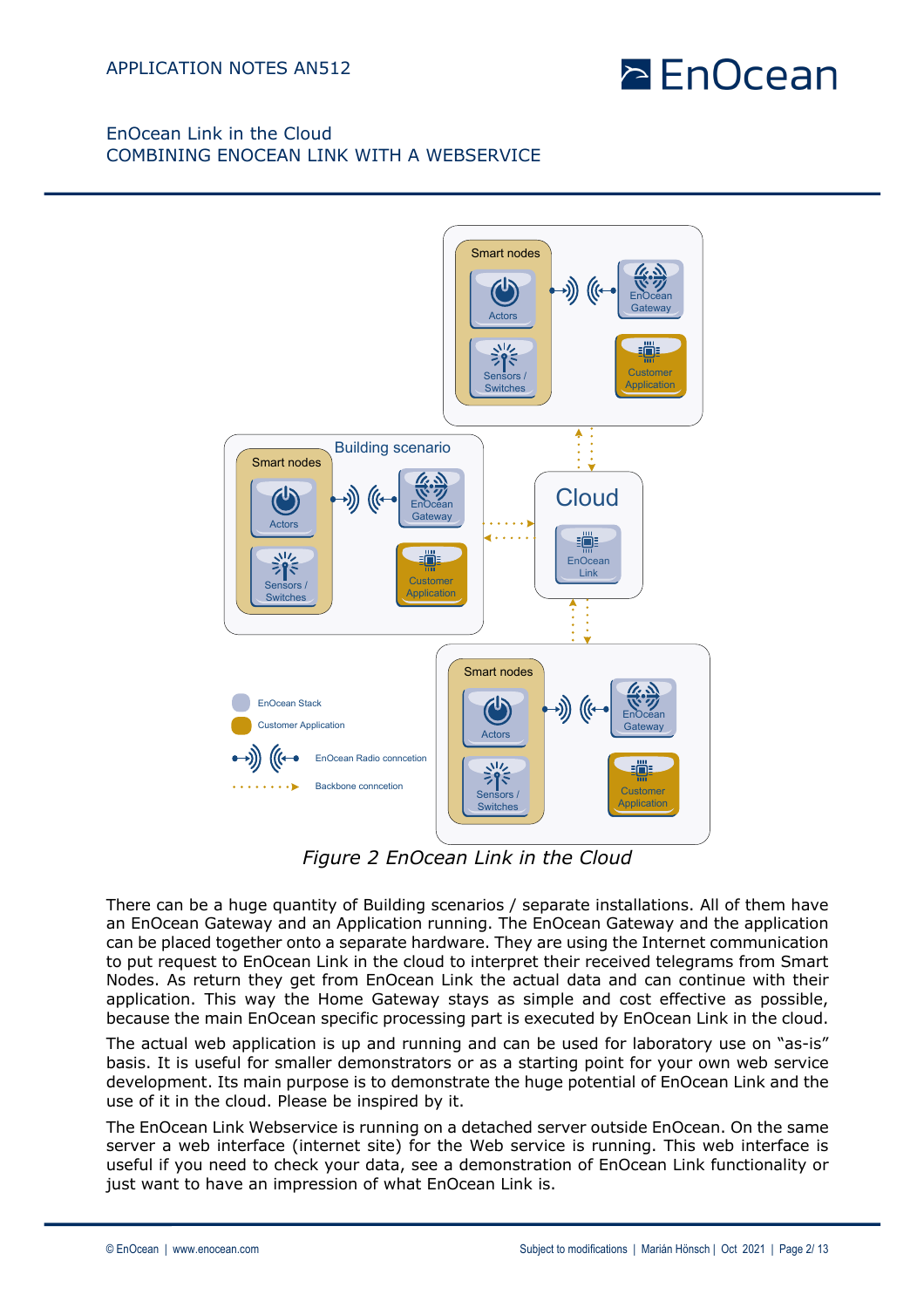*Figure 2 EnOcean Link in the Cloud*

There can be a huge quantity of Building scenarios / separate installations. All of them have an EnOcean Gateway and an Application running. The EnOcean Gateway and the application can be placed together onto a separate hardware. They are using the Internet communication to put request to EnOcean Link in the cloud to interpret their received telegrams from Smart Nodes. As return they get from EnOcean Link the actual data and can continue with their application. This way the Home Gateway stays as simple and cost effective as possible, because the main EnOcean specific processing part is executed by EnOcean Link in the cloud.

The actual web application is up and running and can be used for laboratory use on "as-is" basis. It is useful for smaller demonstrators or as a starting point for your own web service development. Its main purpose is to demonstrate the huge potential of EnOcean Link and the use of it in the cloud. Please be inspired by it.

The EnOcean Link Webservice is running on a detached server outside EnOcean. On the same server a web interface (internet site) for the Web service is running. This web interface is useful if you need to check your data, see a demonstration of EnOcean Link functionality or just want to have an impression of what EnOcean Link is.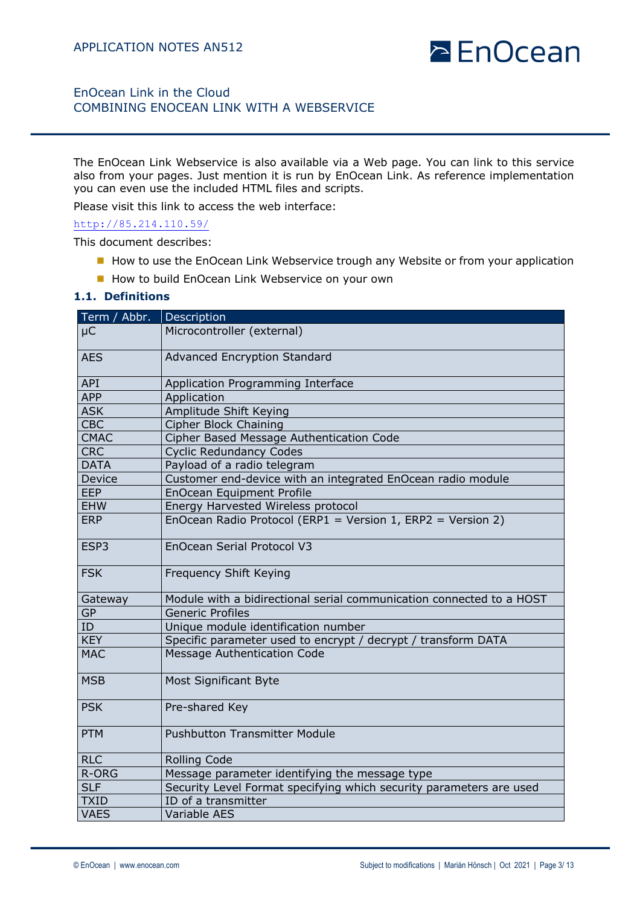The EnOcean Link Webservice is also available via a Web page. You can link to this service also from your pages. Just mention it is run by EnOcean Link. As reference implementation you can even use the included HTML files and scripts.

Please visit this link to access the web interface:

http://85.214.110.59/

This document describes:

- How to use the EnOcean Link Webservice trough any Website or from your application
- How to build EnOcean Link Webservice on your own

### 1.1. Definitions

| Term / Abbr. | Description |
|---|---|
| µC | Microcontroller (external) |
| AES | Advanced Encryption Standard |
| API | Application Programming Interface |
| APP | Application |
| ASK | Amplitude Shift Keying |
| CBC | Cipher Block Chaining |
| CMAC | Cipher Based Message Authentication Code |
| CRC | Cyclic Redundancy Codes |
| DATA | Payload of a radio telegram |
| Device | Customer end-device with an integrated EnOcean radio module |
| EEP | EnOcean Equipment Profile |
| EHW | Energy Harvested Wireless protocol |
| ERP | EnOcean Radio Protocol (ERP1 = Version 1, ERP2 = Version 2) |
| ESP3 | EnOcean Serial Protocol V3 |
| FSK | Frequency Shift Keying |
| Gateway | Module with a bidirectional serial communication connected to a HOST |
| GP | Generic Profiles |
| ID | Unique module identification number |
| KEY | Specific parameter used to encrypt / decrypt / transform DATA |
| MAC | Message Authentication Code |
| MSB | Most Significant Byte |
| PSK | Pre-shared Key |
| PTM | Pushbutton Transmitter Module |
| RLC | Rolling Code |
| R-ORG | Message parameter identifying the message type |
| SLF | Security Level Format specifying which security parameters are used |
| TXID | ID of a transmitter |
| VAES | Variable AES |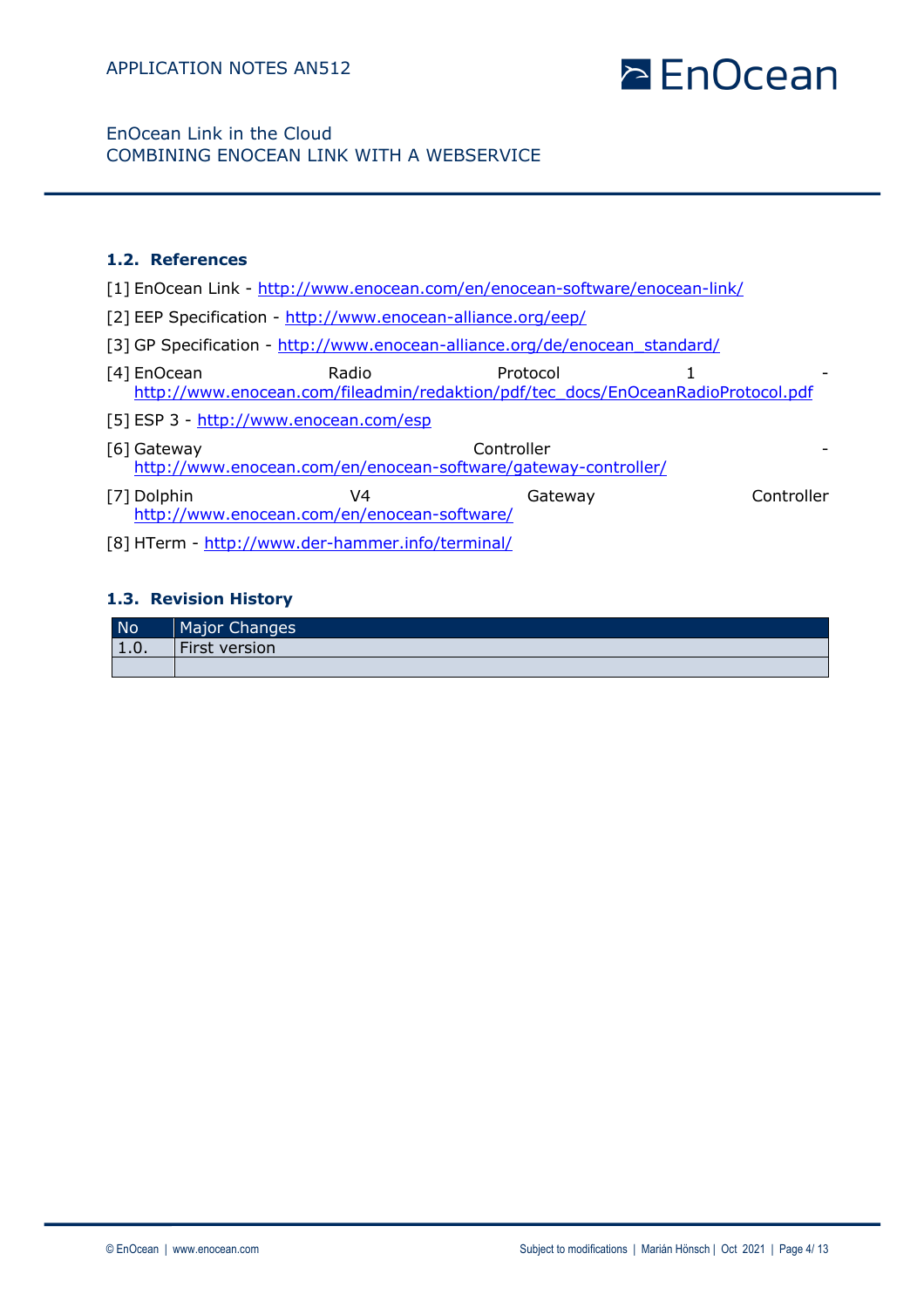### 1.2. References

[1] EnOcean Link - http://www.enocean.com/en/enocean-software/enocean-link/

[2] EEP Specification - http://www.enocean-alliance.org/eep/

[3] GP Specification - http://www.enocean-alliance.org/de/enocean_standard/

[4] EnOcean Radio Protocol 1 - http://www.enocean.com/fileadmin/redaktion/pdf/tec_docs/EnOceanRadioProtocol.pdf

[5] ESP 3 - http://www.enocean.com/esp

[6] Gateway Controller - http://www.enocean.com/en/enocean-software/gateway-controller/

[7] Dolphin V4 Gateway Controller http://www.enocean.com/en/enocean-software/

[8] HTerm - http://www.der-hammer.info/terminal/

### 1.3. Revision History

| No | Major Changes |
|---|---|
| 1.0. | First version |
| | |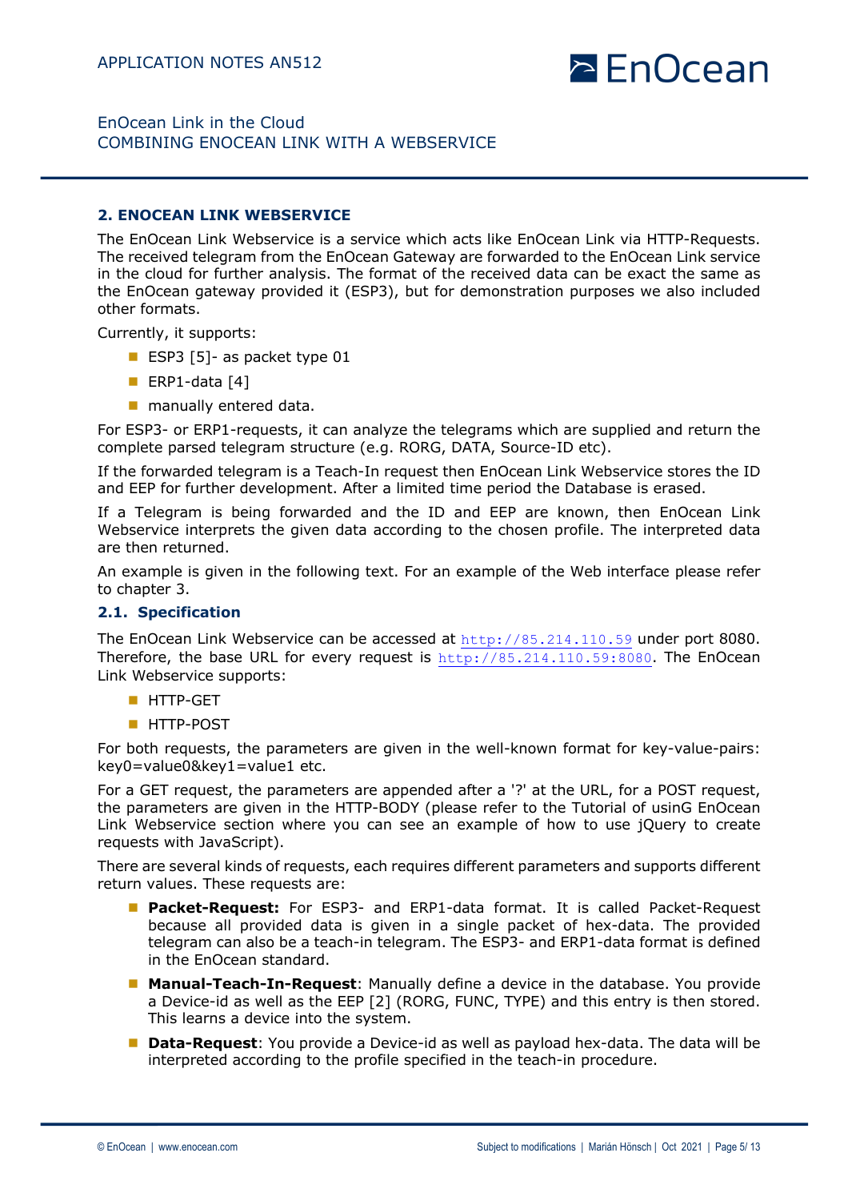## 2. ENOCEAN LINK WEBSERVICE

The EnOcean Link Webservice is a service which acts like EnOcean Link via HTTP-Requests. The received telegram from the EnOcean Gateway are forwarded to the EnOcean Link service in the cloud for further analysis. The format of the received data can be exact the same as the EnOcean gateway provided it (ESP3), but for demonstration purposes we also included other formats.

Currently, it supports:

- ESP3 [5]- as packet type 01
- ERP1-data [4]
- manually entered data.

For ESP3- or ERP1-requests, it can analyze the telegrams which are supplied and return the complete parsed telegram structure (e.g. RORG, DATA, Source-ID etc).

If the forwarded telegram is a Teach-In request then EnOcean Link Webservice stores the ID and EEP for further development. After a limited time period the Database is erased.

If a Telegram is being forwarded and the ID and EEP are known, then EnOcean Link Webservice interprets the given data according to the chosen profile. The interpreted data are then returned.

An example is given in the following text. For an example of the Web interface please refer to chapter 3.

### 2.1. Specification

The EnOcean Link Webservice can be accessed at http://85.214.110.59 under port 8080. Therefore, the base URL for every request is http://85.214.110.59:8080. The EnOcean Link Webservice supports:

- HTTP-GET
- HTTP-POST

For both requests, the parameters are given in the well-known format for key-value-pairs: key0=value0&key1=value1 etc.

For a GET request, the parameters are appended after a '?' at the URL, for a POST request, the parameters are given in the HTTP-BODY (please refer to the Tutorial of usinG EnOcean Link Webservice section where you can see an example of how to use jQuery to create requests with JavaScript).

There are several kinds of requests, each requires different parameters and supports different return values. These requests are:

- **Packet-Request:** For ESP3- and ERP1-data format. It is called Packet-Request because all provided data is given in a single packet of hex-data. The provided telegram can also be a teach-in telegram. The ESP3- and ERP1-data format is defined in the EnOcean standard.
- **Manual-Teach-In-Request**: Manually define a device in the database. You provide a Device-id as well as the EEP [2] (RORG, FUNC, TYPE) and this entry is then stored. This learns a device into the system.
- **Data-Request**: You provide a Device-id as well as payload hex-data. The data will be interpreted according to the profile specified in the teach-in procedure.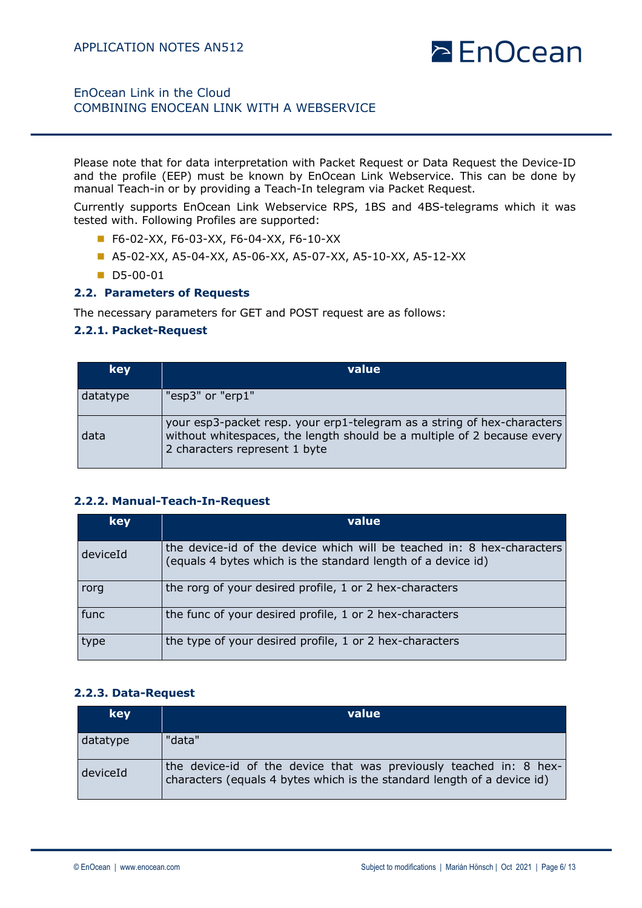Please note that for data interpretation with Packet Request or Data Request the Device-ID and the profile (EEP) must be known by EnOcean Link Webservice. This can be done by manual Teach-in or by providing a Teach-In telegram via Packet Request.

Currently supports EnOcean Link Webservice RPS, 1BS and 4BS-telegrams which it was tested with. Following Profiles are supported:

- F6-02-XX, F6-03-XX, F6-04-XX, F6-10-XX
- A5-02-XX, A5-04-XX, A5-06-XX, A5-07-XX, A5-10-XX, A5-12-XX
- D5-00-01

### 2.2. Parameters of Requests

The necessary parameters for GET and POST request are as follows:

#### 2.2.1. Packet-Request

| key | value |
|---|---|
| datatype | "esp3" or "erp1" |
| data | your esp3-packet resp. your erp1-telegram as a string of hex-characters without whitespaces, the length should be a multiple of 2 because every 2 characters represent 1 byte |

#### 2.2.2. Manual-Teach-In-Request

| key | value |
|---|---|
| deviceId | the device-id of the device which will be teached in: 8 hex-characters (equals 4 bytes which is the standard length of a device id) |
| rorg | the rorg of your desired profile, 1 or 2 hex-characters |
| func | the func of your desired profile, 1 or 2 hex-characters |
| type | the type of your desired profile, 1 or 2 hex-characters |

#### 2.2.3. Data-Request

| key | value |
|---|---|
| datatype | "data" |
| deviceId | the device-id of the device that was previously teached in: 8 hex-characters (equals 4 bytes which is the standard length of a device id) |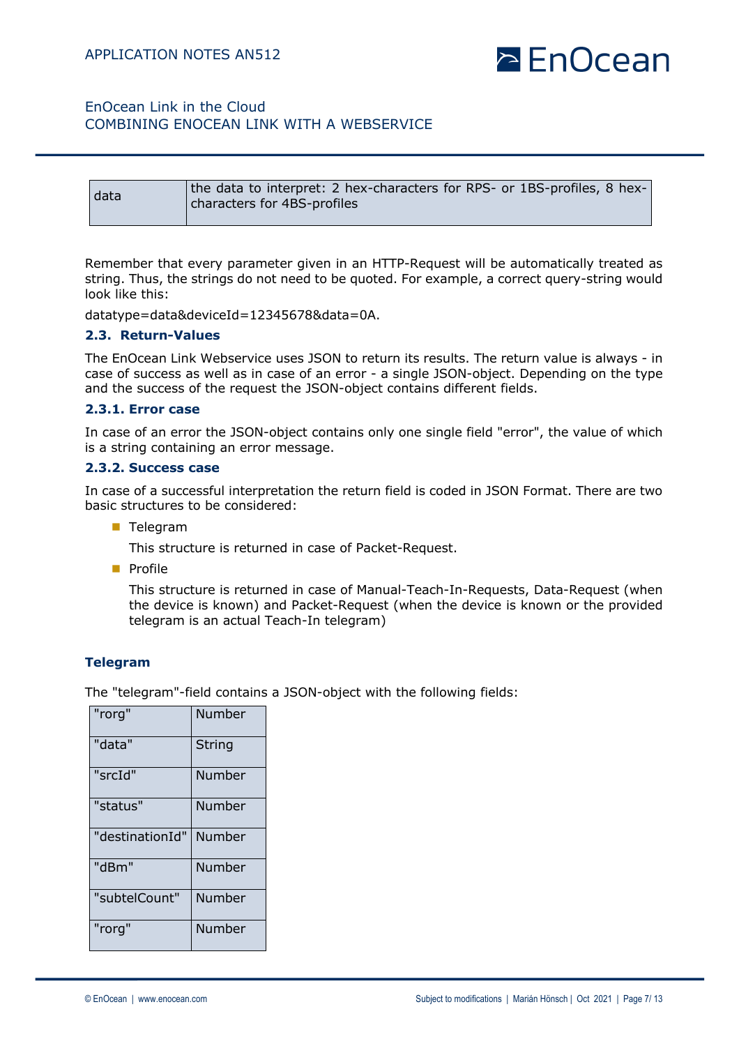| data | the data to interpret: 2 hex-characters for RPS- or 1BS-profiles, 8 hex-characters for 4BS-profiles |
|---|---|

Remember that every parameter given in an HTTP-Request will be automatically treated as string. Thus, the strings do not need to be quoted. For example, a correct query-string would look like this:

datatype=data&deviceId=12345678&data=0A.

### 2.3. Return-Values

The EnOcean Link Webservice uses JSON to return its results. The return value is always - in case of success as well as in case of an error - a single JSON-object. Depending on the type and the success of the request the JSON-object contains different fields.

#### 2.3.1. Error case

In case of an error the JSON-object contains only one single field "error", the value of which is a string containing an error message.

#### 2.3.2. Success case

In case of a successful interpretation the return field is coded in JSON Format. There are two basic structures to be considered:

- Telegram

  This structure is returned in case of Packet-Request.

- Profile

  This structure is returned in case of Manual-Teach-In-Requests, Data-Request (when the device is known) and Packet-Request (when the device is known or the provided telegram is an actual Teach-In telegram)

**Telegram**

The "telegram"-field contains a JSON-object with the following fields:

| "rorg" | Number |
|---|---|
| "data" | String |
| "srcId" | Number |
| "status" | Number |
| "destinationId" | Number |
| "dBm" | Number |
| "subtelCount" | Number |
| "rorg" | Number |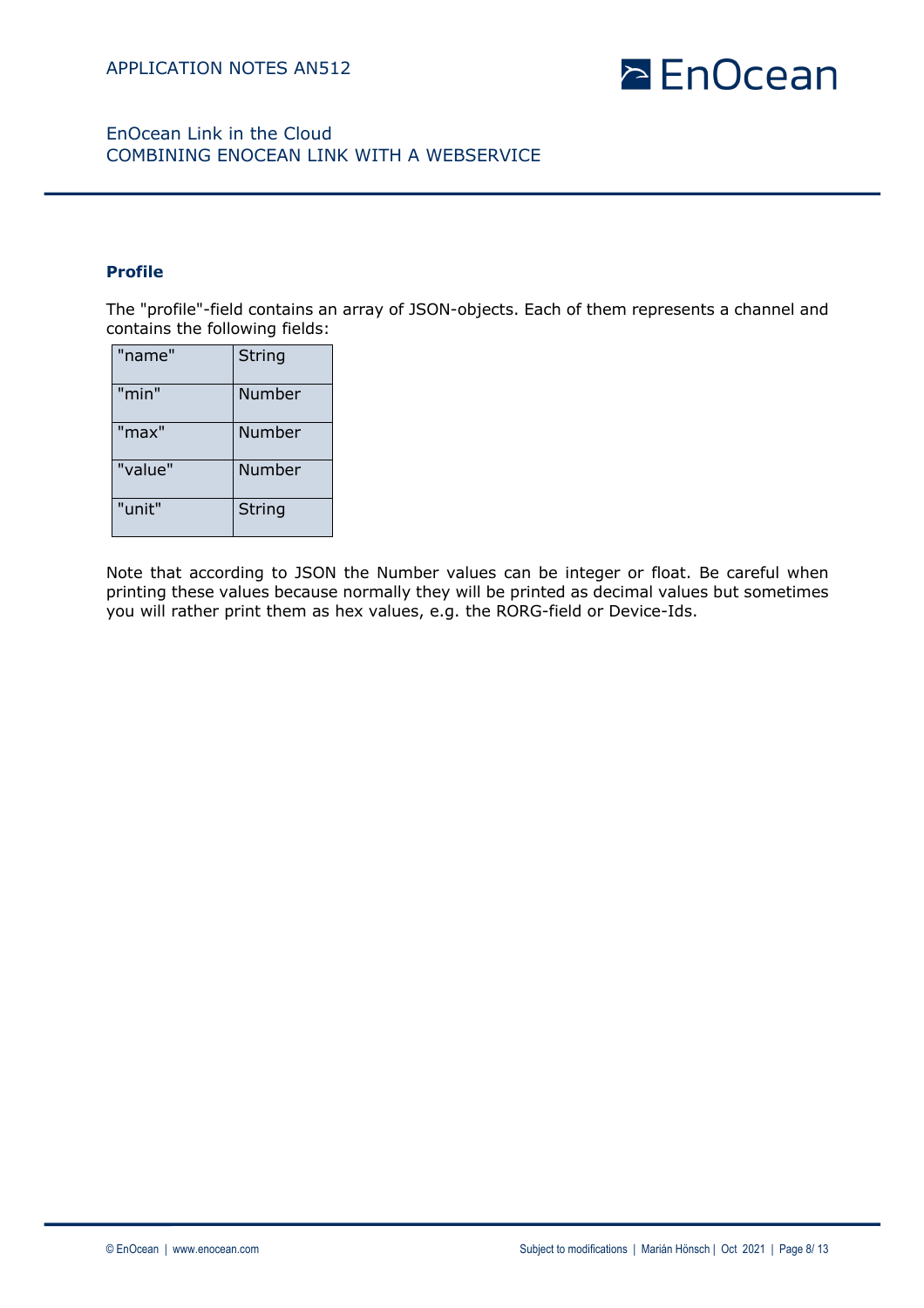**Profile**

The "profile"-field contains an array of JSON-objects. Each of them represents a channel and contains the following fields:

| "name" | String |
|---|---|
| "min" | Number |
| "max" | Number |
| "value" | Number |
| "unit" | String |

Note that according to JSON the Number values can be integer or float. Be careful when printing these values because normally they will be printed as decimal values but sometimes you will rather print them as hex values, e.g. the RORG-field or Device-Ids.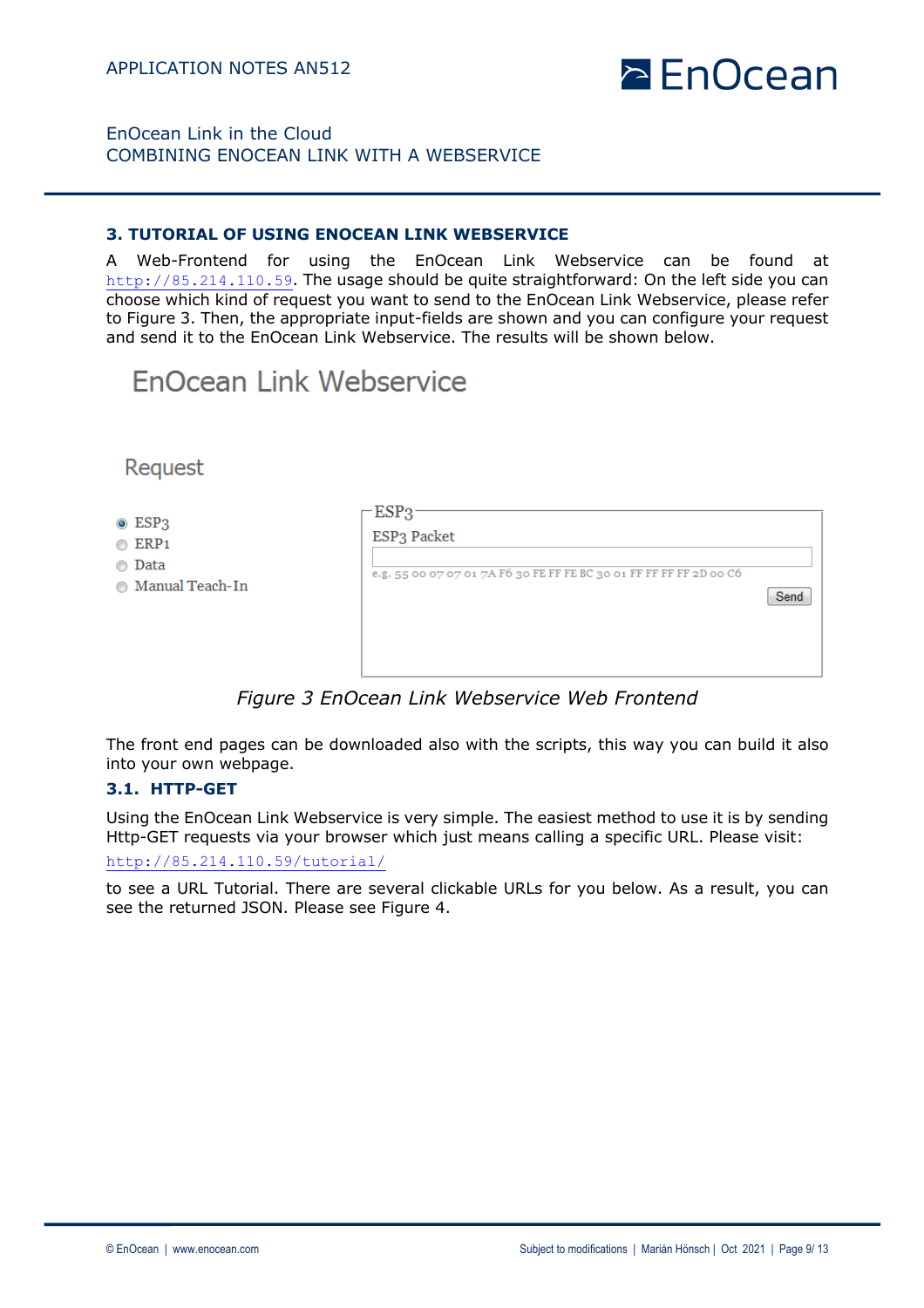## 3. TUTORIAL OF USING ENOCEAN LINK WEBSERVICE

A Web-Frontend for using the EnOcean Link Webservice can be found at http://85.214.110.59. The usage should be quite straightforward: On the left side you can choose which kind of request you want to send to the EnOcean Link Webservice, please refer to Figure 3. Then, the appropriate input-fields are shown and you can configure your request and send it to the EnOcean Link Webservice. The results will be shown below.

EnOcean Link Webservice

Request

- ESP3
- ERP1
- Data
- Manual Teach-In

ESP3

ESP3 Packet

e.g. 55 00 07 07 01 7A F6 30 FE FF FE BC 30 01 FF FF FF FF 2D 00 C6

Send

*Figure 3 EnOcean Link Webservice Web Frontend*

The front end pages can be downloaded also with the scripts, this way you can build it also into your own webpage.

### 3.1. HTTP-GET

Using the EnOcean Link Webservice is very simple. The easiest method to use it is by sending Http-GET requests via your browser which just means calling a specific URL. Please visit:

http://85.214.110.59/tutorial/

to see a URL Tutorial. There are several clickable URLs for you below. As a result, you can see the returned JSON. Please see Figure 4.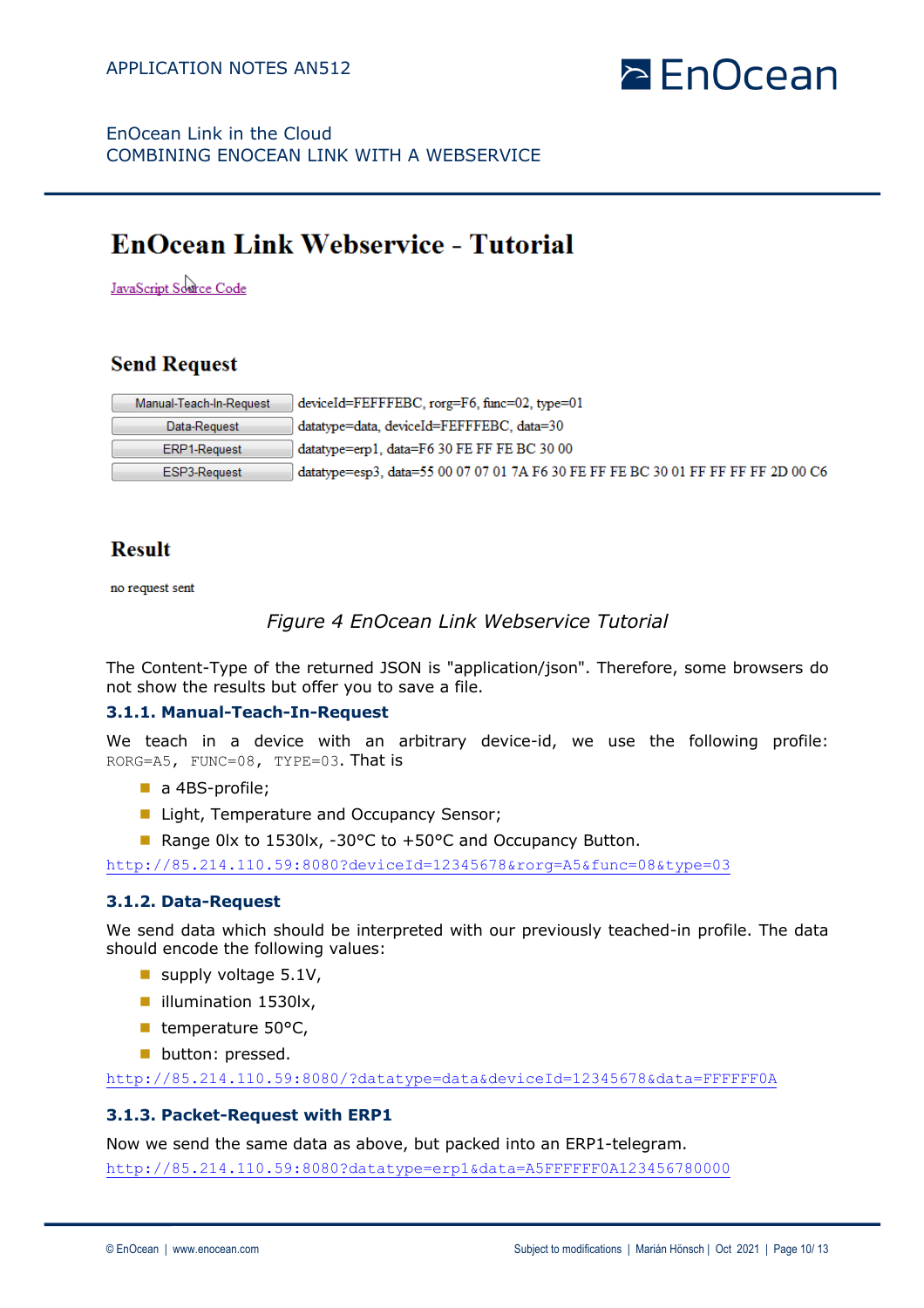# EnOcean Link Webservice - Tutorial

JavaScript Source Code

## Send Request

| | |
|---|---|
| Manual-Teach-In-Request | deviceId=FEFFFEBC, rorg=F6, func=02, type=01 |
| Data-Request | datatype=data, deviceId=FEFFFEBC, data=30 |
| ERP1-Request | datatype=erp1, data=F6 30 FE FF FE BC 30 00 |
| ESP3-Request | datatype=esp3, data=55 00 07 07 01 7A F6 30 FE FF FE BC 30 01 FF FF FF FF 2D 00 C6 |

## Result

no request sent

*Figure 4 EnOcean Link Webservice Tutorial*

The Content-Type of the returned JSON is "application/json". Therefore, some browsers do not show the results but offer you to save a file.

### 3.1.1. Manual-Teach-In-Request

We teach in a device with an arbitrary device-id, we use the following profile: `RORG=A5, FUNC=08, TYPE=03`. That is

- a 4BS-profile;
- Light, Temperature and Occupancy Sensor;
- Range 0lx to 1530lx, -30°C to +50°C and Occupancy Button.

http://85.214.110.59:8080?deviceId=12345678&rorg=A5&func=08&type=03

### 3.1.2. Data-Request

We send data which should be interpreted with our previously teached-in profile. The data should encode the following values:

- supply voltage 5.1V,
- illumination 1530lx,
- temperature 50°C,
- button: pressed.

http://85.214.110.59:8080/?datatype=data&deviceId=12345678&data=FFFFFF0A

### 3.1.3. Packet-Request with ERP1

Now we send the same data as above, but packed into an ERP1-telegram.

http://85.214.110.59:8080?datatype=erp1&data=A5FFFFFF0A123456780000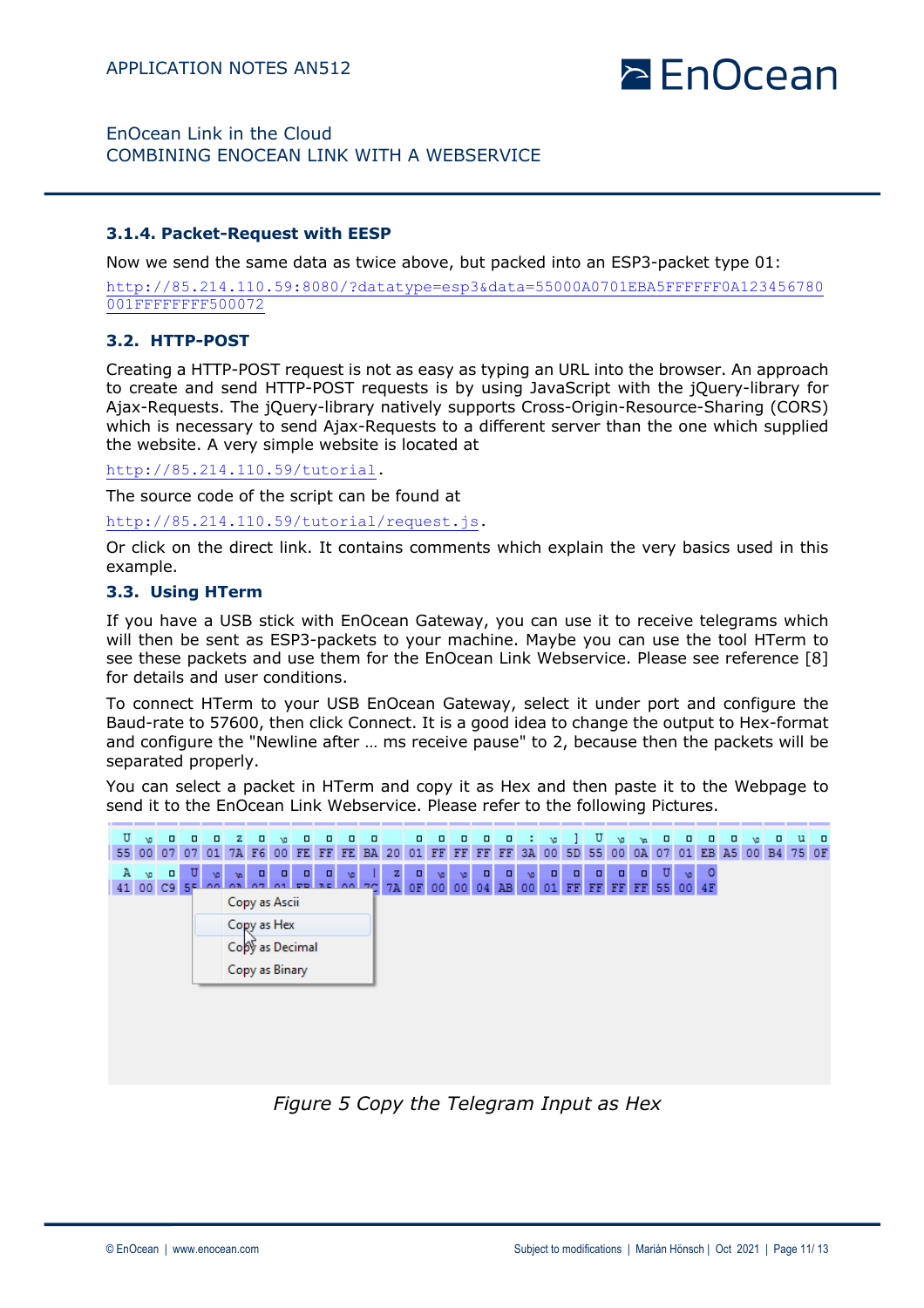### 3.1.4. Packet-Request with EESP

Now we send the same data as twice above, but packed into an ESP3-packet type 01:

http://85.214.110.59:8080/?datatype=esp3&data=55000A0701EBA5FFFFFF0A123456780001FFFFFFFF500072

## 3.2. HTTP-POST

Creating a HTTP-POST request is not as easy as typing an URL into the browser. An approach to create and send HTTP-POST requests is by using JavaScript with the jQuery-library for Ajax-Requests. The jQuery-library natively supports Cross-Origin-Resource-Sharing (CORS) which is necessary to send Ajax-Requests to a different server than the one which supplied the website. A very simple website is located at

http://85.214.110.59/tutorial.

The source code of the script can be found at

http://85.214.110.59/tutorial/request.js.

Or click on the direct link. It contains comments which explain the very basics used in this example.

## 3.3. Using HTerm

If you have a USB stick with EnOcean Gateway, you can use it to receive telegrams which will then be sent as ESP3-packets to your machine. Maybe you can use the tool HTerm to see these packets and use them for the EnOcean Link Webservice. Please see reference [8] for details and user conditions.

To connect HTerm to your USB EnOcean Gateway, select it under port and configure the Baud-rate to 57600, then click Connect. It is a good idea to change the output to Hex-format and configure the "Newline after … ms receive pause" to 2, because then the packets will be separated properly.

You can select a packet in HTerm and copy it as Hex and then paste it to the Webpage to send it to the EnOcean Link Webservice. Please refer to the following Pictures.

*Figure 5 Copy the Telegram Input as Hex*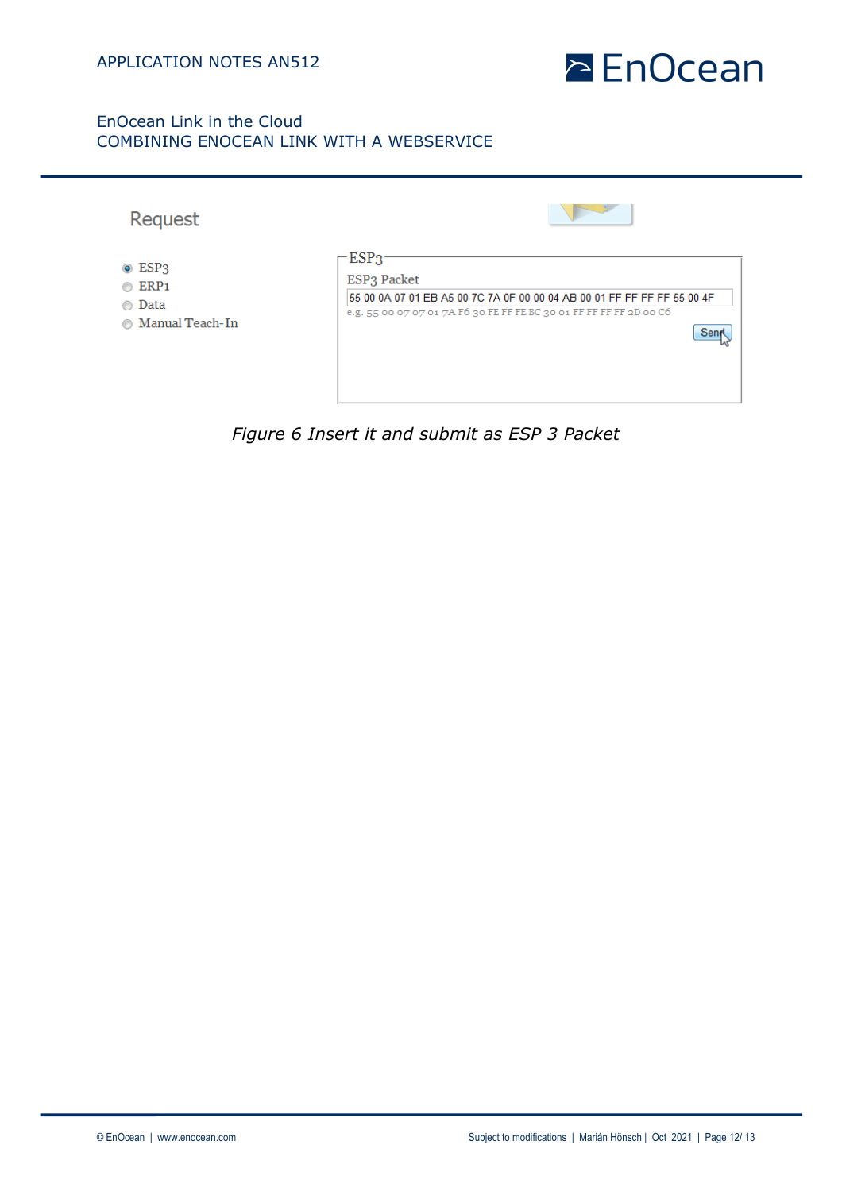Request

- ESP3
- ERP1
- Data
- Manual Teach-In

ESP3

ESP3 Packet

55 00 0A 07 01 EB A5 00 7C 7A 0F 00 00 04 AB 00 01 FF FF FF FF 55 00 4F

e.g. 55 00 07 07 01 7A F6 30 FE FF FE BC 30 01 FF FF FF FF 2D 00 C6

Send

*Figure 6 Insert it and submit as ESP 3 Packet*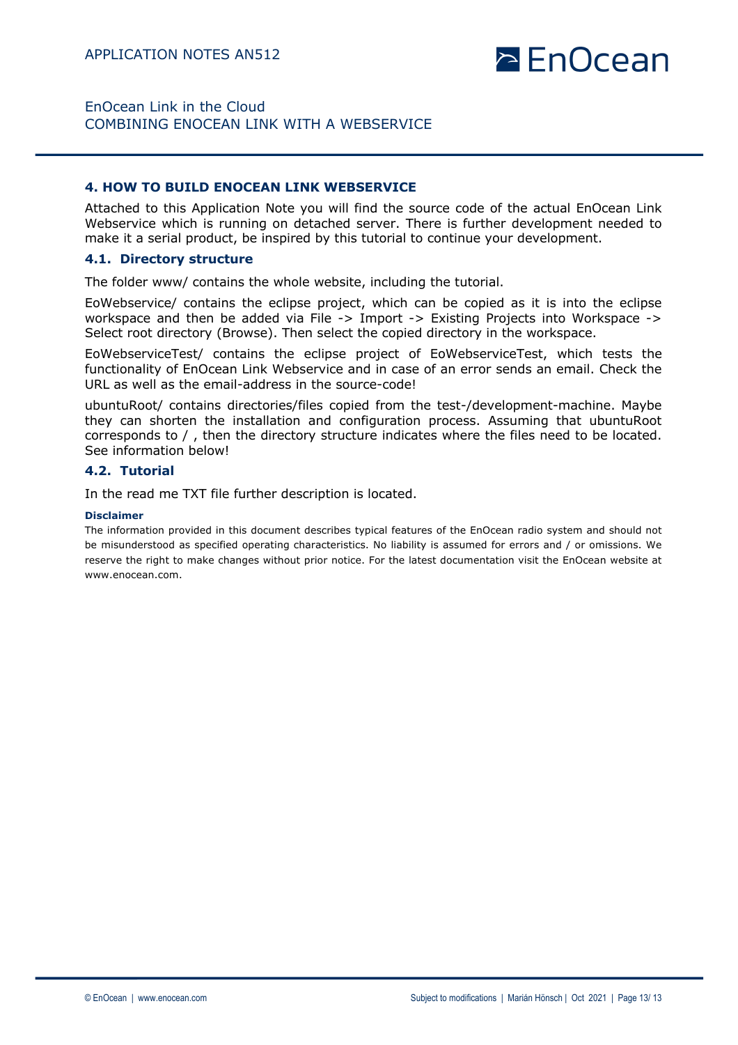## 4. HOW TO BUILD ENOCEAN LINK WEBSERVICE

Attached to this Application Note you will find the source code of the actual EnOcean Link Webservice which is running on detached server. There is further development needed to make it a serial product, be inspired by this tutorial to continue your development.

### 4.1. Directory structure

The folder www/ contains the whole website, including the tutorial.

EoWebservice/ contains the eclipse project, which can be copied as it is into the eclipse workspace and then be added via File -> Import -> Existing Projects into Workspace -> Select root directory (Browse). Then select the copied directory in the workspace.

EoWebserviceTest/ contains the eclipse project of EoWebserviceTest, which tests the functionality of EnOcean Link Webservice and in case of an error sends an email. Check the URL as well as the email-address in the source-code!

ubuntuRoot/ contains directories/files copied from the test-/development-machine. Maybe they can shorten the installation and configuration process. Assuming that ubuntuRoot corresponds to / , then the directory structure indicates where the files need to be located. See information below!

### 4.2. Tutorial

In the read me TXT file further description is located.

**Disclaimer**

The information provided in this document describes typical features of the EnOcean radio system and should not be misunderstood as specified operating characteristics. No liability is assumed for errors and / or omissions. We reserve the right to make changes without prior notice. For the latest documentation visit the EnOcean website at www.enocean.com.